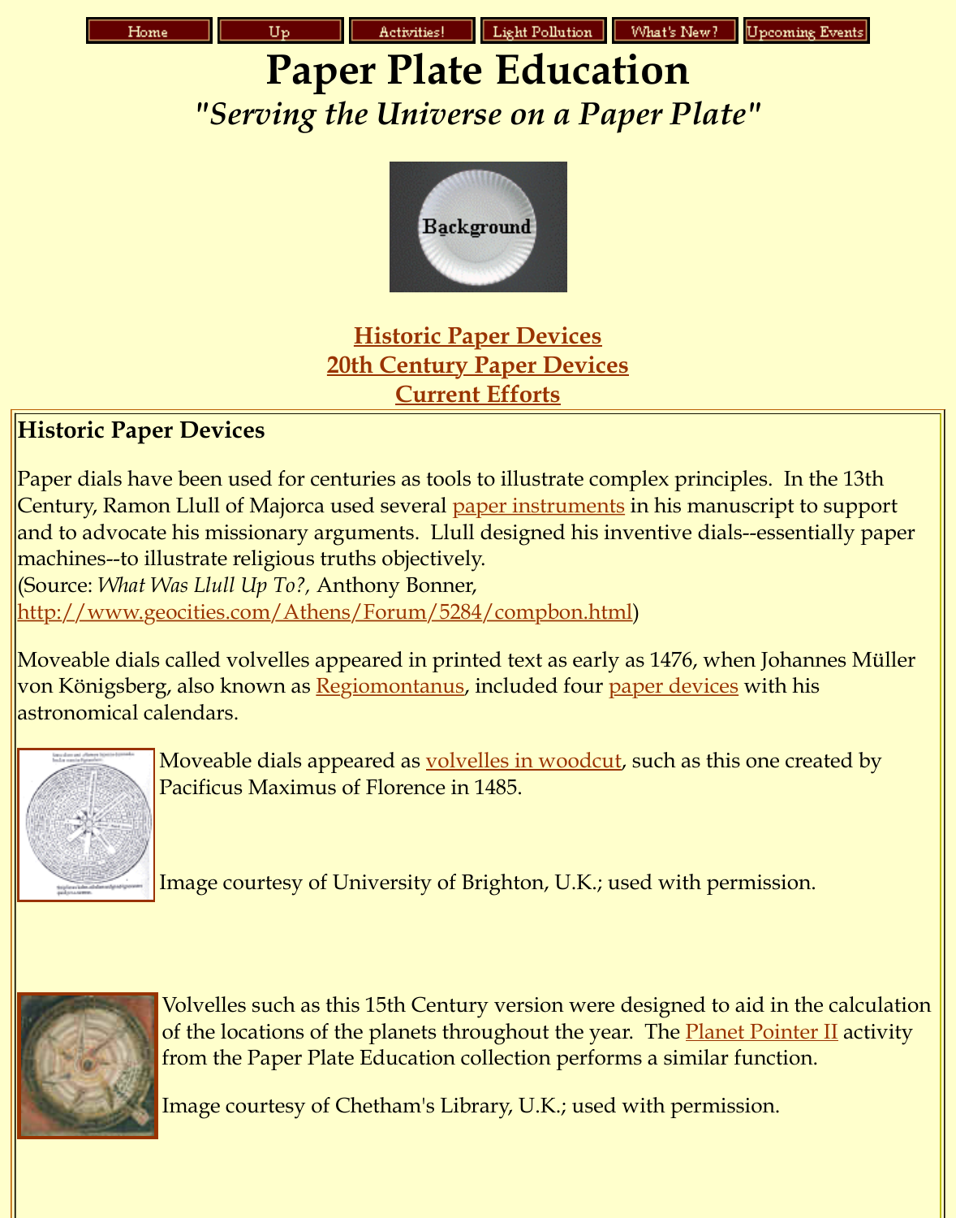Home | Up | Activities! | Light Pollution | What's New? | Upcoming Events

# Paper Plate Education

## *"Serving the Universe on a Paper Plate"*

Background

**Historic Paper Devices**
**20th Century Paper Devices**
**Current Efforts**

### Historic Paper Devices

Paper dials have been used for centuries as tools to illustrate complex principles. In the 13th Century, Ramon Llull of Majorca used several paper instruments in his manuscript to support and to advocate his missionary arguments. Llull designed his inventive dials--essentially paper machines--to illustrate religious truths objectively.
(Source: *What Was Llull Up To?,* Anthony Bonner, http://www.geocities.com/Athens/Forum/5284/compbon.html)

Moveable dials called volvelles appeared in printed text as early as 1476, when Johannes Müller von Königsberg, also known as Regiomontanus, included four paper devices with his astronomical calendars.

Moveable dials appeared as volvelles in woodcut, such as this one created by Pacificus Maximus of Florence in 1485.

Image courtesy of University of Brighton, U.K.; used with permission.

Volvelles such as this 15th Century version were designed to aid in the calculation of the locations of the planets throughout the year. The Planet Pointer II activity from the Paper Plate Education collection performs a similar function.

Image courtesy of Chetham's Library, U.K.; used with permission.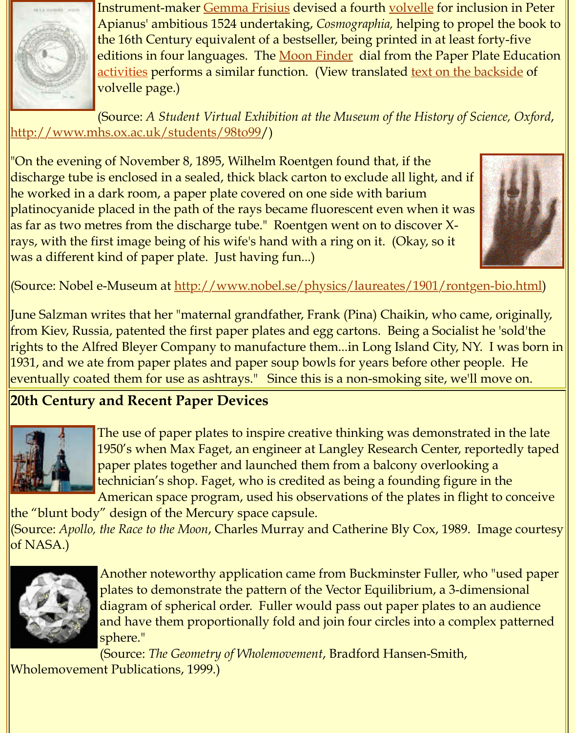Instrument-maker Gemma Frisius devised a fourth volvelle for inclusion in Peter Apianus' ambitious 1524 undertaking, *Cosmographia,* helping to propel the book to the 16th Century equivalent of a bestseller, being printed in at least forty-five editions in four languages. The Moon Finder dial from the Paper Plate Education activities performs a similar function. (View translated text on the backside of volvelle page.)

(Source: *A Student Virtual Exhibition at the Museum of the History of Science, Oxford*, http://www.mhs.ox.ac.uk/students/98to99/)

"On the evening of November 8, 1895, Wilhelm Roentgen found that, if the discharge tube is enclosed in a sealed, thick black carton to exclude all light, and if he worked in a dark room, a paper plate covered on one side with barium platinocyanide placed in the path of the rays became fluorescent even when it was as far as two metres from the discharge tube." Roentgen went on to discover X-rays, with the first image being of his wife's hand with a ring on it. (Okay, so it was a different kind of paper plate. Just having fun...)

(Source: Nobel e-Museum at http://www.nobel.se/physics/laureates/1901/rontgen-bio.html)

June Salzman writes that her "maternal grandfather, Frank (Pina) Chaikin, who came, originally, from Kiev, Russia, patented the first paper plates and egg cartons. Being a Socialist he 'sold'the rights to the Alfred Bleyer Company to manufacture them...in Long Island City, NY. I was born in 1931, and we ate from paper plates and paper soup bowls for years before other people. He eventually coated them for use as ashtrays." Since this is a non-smoking site, we'll move on.

## 20th Century and Recent Paper Devices

The use of paper plates to inspire creative thinking was demonstrated in the late 1950's when Max Faget, an engineer at Langley Research Center, reportedly taped paper plates together and launched them from a balcony overlooking a technician's shop. Faget, who is credited as being a founding figure in the American space program, used his observations of the plates in flight to conceive the "blunt body" design of the Mercury space capsule.
(Source: *Apollo, the Race to the Moon*, Charles Murray and Catherine Bly Cox, 1989. Image courtesy of NASA.)

Another noteworthy application came from Buckminster Fuller, who "used paper plates to demonstrate the pattern of the Vector Equilibrium, a 3-dimensional diagram of spherical order. Fuller would pass out paper plates to an audience and have them proportionally fold and join four circles into a complex patterned sphere."
(Source: *The Geometry of Wholemovement*, Bradford Hansen-Smith, Wholemovement Publications, 1999.)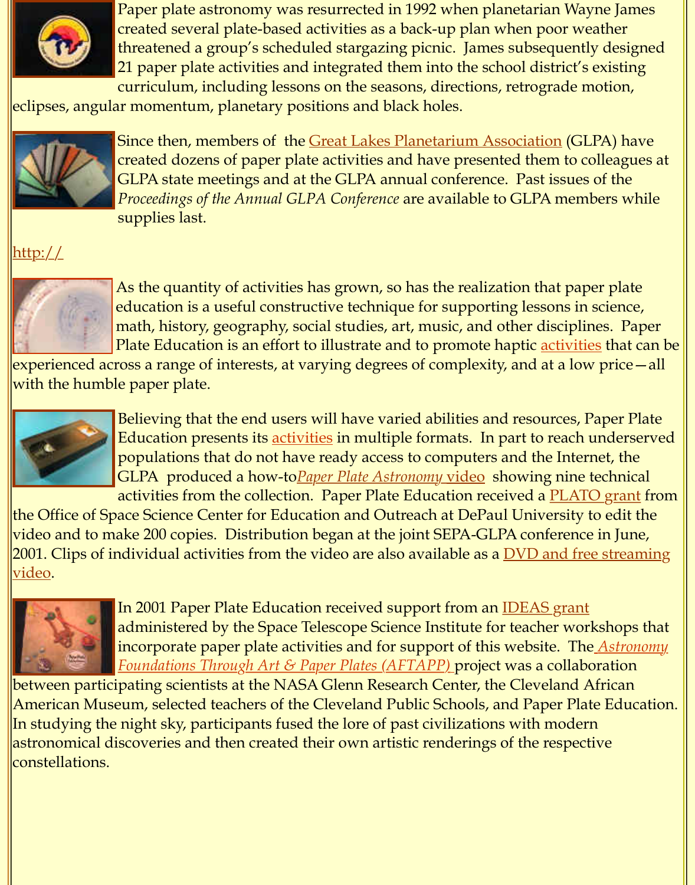Paper plate astronomy was resurrected in 1992 when planetarian Wayne James created several plate-based activities as a back-up plan when poor weather threatened a group's scheduled stargazing picnic. James subsequently designed 21 paper plate activities and integrated them into the school district's existing curriculum, including lessons on the seasons, directions, retrograde motion, eclipses, angular momentum, planetary positions and black holes.

Since then, members of the Great Lakes Planetarium Association (GLPA) have created dozens of paper plate activities and have presented them to colleagues at GLPA state meetings and at the GLPA annual conference. Past issues of the *Proceedings of the Annual GLPA Conference* are available to GLPA members while supplies last.

http://

As the quantity of activities has grown, so has the realization that paper plate education is a useful constructive technique for supporting lessons in science, math, history, geography, social studies, art, music, and other disciplines. Paper Plate Education is an effort to illustrate and to promote haptic activities that can be experienced across a range of interests, at varying degrees of complexity, and at a low price—all with the humble paper plate.

Believing that the end users will have varied abilities and resources, Paper Plate Education presents its activities in multiple formats. In part to reach underserved populations that do not have ready access to computers and the Internet, the GLPA produced a how-to *Paper Plate Astronomy* video showing nine technical activities from the collection. Paper Plate Education received a PLATO grant from the Office of Space Science Center for Education and Outreach at DePaul University to edit the video and to make 200 copies. Distribution began at the joint SEPA-GLPA conference in June, 2001. Clips of individual activities from the video are also available as a DVD and free streaming video.

In 2001 Paper Plate Education received support from an IDEAS grant administered by the Space Telescope Science Institute for teacher workshops that incorporate paper plate activities and for support of this website. The *Astronomy Foundations Through Art & Paper Plates (AFTAPP)* project was a collaboration between participating scientists at the NASA Glenn Research Center, the Cleveland African American Museum, selected teachers of the Cleveland Public Schools, and Paper Plate Education. In studying the night sky, participants fused the lore of past civilizations with modern astronomical discoveries and then created their own artistic renderings of the respective constellations.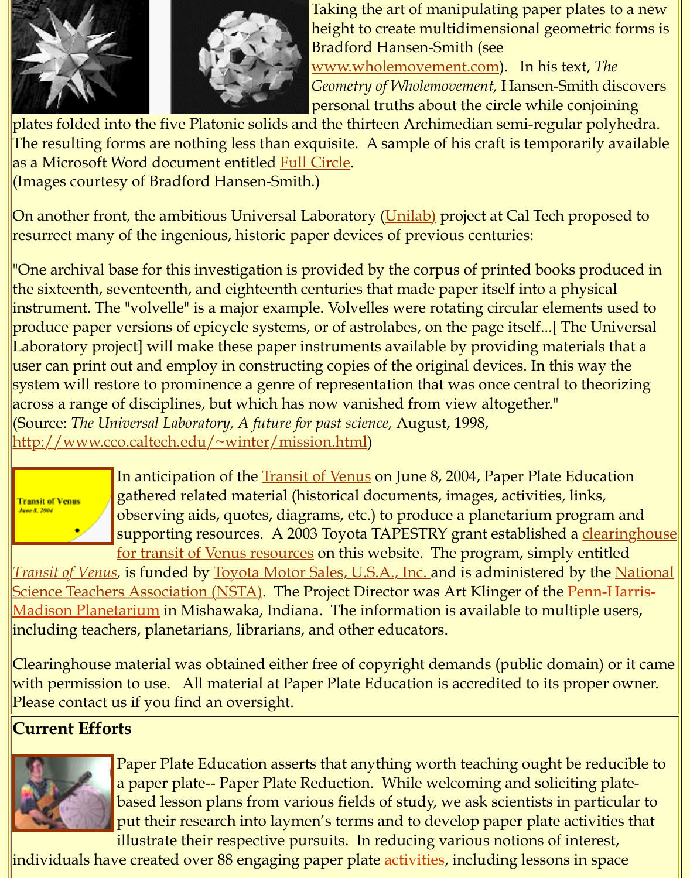Taking the art of manipulating paper plates to a new height to create multidimensional geometric forms is Bradford Hansen-Smith (see www.wholemovement.com). In his text, *The Geometry of Wholemovement*, Hansen-Smith discovers personal truths about the circle while conjoining plates folded into the five Platonic solids and the thirteen Archimedian semi-regular polyhedra. The resulting forms are nothing less than exquisite. A sample of his craft is temporarily available as a Microsoft Word document entitled Full Circle.
(Images courtesy of Bradford Hansen-Smith.)

On another front, the ambitious Universal Laboratory (Unilab) project at Cal Tech proposed to resurrect many of the ingenious, historic paper devices of previous centuries:

"One archival base for this investigation is provided by the corpus of printed books produced in the sixteenth, seventeenth, and eighteenth centuries that made paper itself into a physical instrument. The "volvelle" is a major example. Volvelles were rotating circular elements used to produce paper versions of epicycle systems, or of astrolabes, on the page itself...[ The Universal Laboratory project] will make these paper instruments available by providing materials that a user can print out and employ in constructing copies of the original devices. In this way the system will restore to prominence a genre of representation that was once central to theorizing across a range of disciplines, but which has now vanished from view altogether."
(Source: *The Universal Laboratory, A future for past science,* August, 1998, http://www.cco.caltech.edu/~winter/mission.html)

Transit of Venus
June 8, 2004

In anticipation of the Transit of Venus on June 8, 2004, Paper Plate Education gathered related material (historical documents, images, activities, links, observing aids, quotes, diagrams, etc.) to produce a planetarium program and supporting resources. A 2003 Toyota TAPESTRY grant established a clearinghouse for transit of Venus resources on this website. The program, simply entitled *Transit of Venus*, is funded by Toyota Motor Sales, U.S.A., Inc. and is administered by the National Science Teachers Association (NSTA). The Project Director was Art Klinger of the Penn-Harris-Madison Planetarium in Mishawaka, Indiana. The information is available to multiple users, including teachers, planetarians, librarians, and other educators.

Clearinghouse material was obtained either free of copyright demands (public domain) or it came with permission to use. All material at Paper Plate Education is accredited to its proper owner. Please contact us if you find an oversight.

## Current Efforts

Paper Plate Education asserts that anything worth teaching ought be reducible to a paper plate-- Paper Plate Reduction. While welcoming and soliciting plate-based lesson plans from various fields of study, we ask scientists in particular to put their research into laymen's terms and to develop paper plate activities that illustrate their respective pursuits. In reducing various notions of interest, individuals have created over 88 engaging paper plate activities, including lessons in space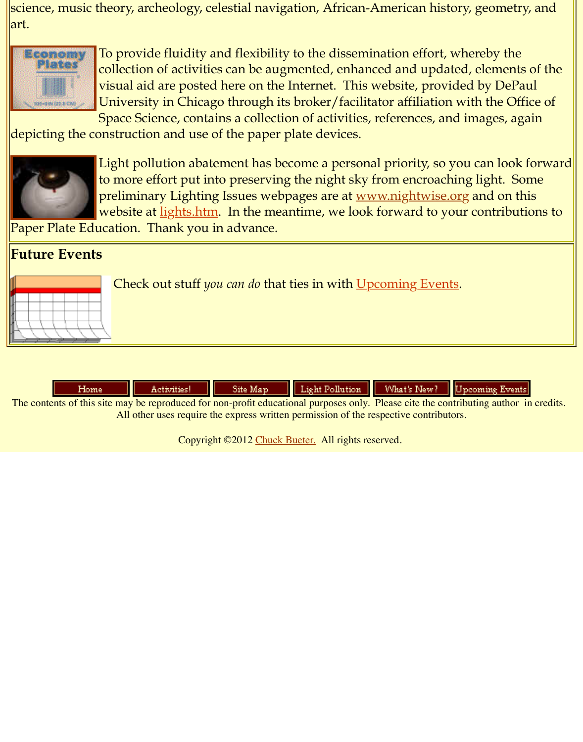science, music theory, archeology, celestial navigation, African-American history, geometry, and art.

To provide fluidity and flexibility to the dissemination effort, whereby the collection of activities can be augmented, enhanced and updated, elements of the visual aid are posted here on the Internet. This website, provided by DePaul University in Chicago through its broker/facilitator affiliation with the Office of Space Science, contains a collection of activities, references, and images, again depicting the construction and use of the paper plate devices.

Light pollution abatement has become a personal priority, so you can look forward to more effort put into preserving the night sky from encroaching light. Some preliminary Lighting Issues webpages are at www.nightwise.org and on this website at lights.htm. In the meantime, we look forward to your contributions to Paper Plate Education. Thank you in advance.

## Future Events

Check out stuff *you can do* that ties in with Upcoming Events.

Home | Activities! | Site Map | Light Pollution | What's New? | Upcoming Events

The contents of this site may be reproduced for non-profit educational purposes only. Please cite the contributing author in credits. All other uses require the express written permission of the respective contributors.

Copyright ©2012 Chuck Bueter. All rights reserved.